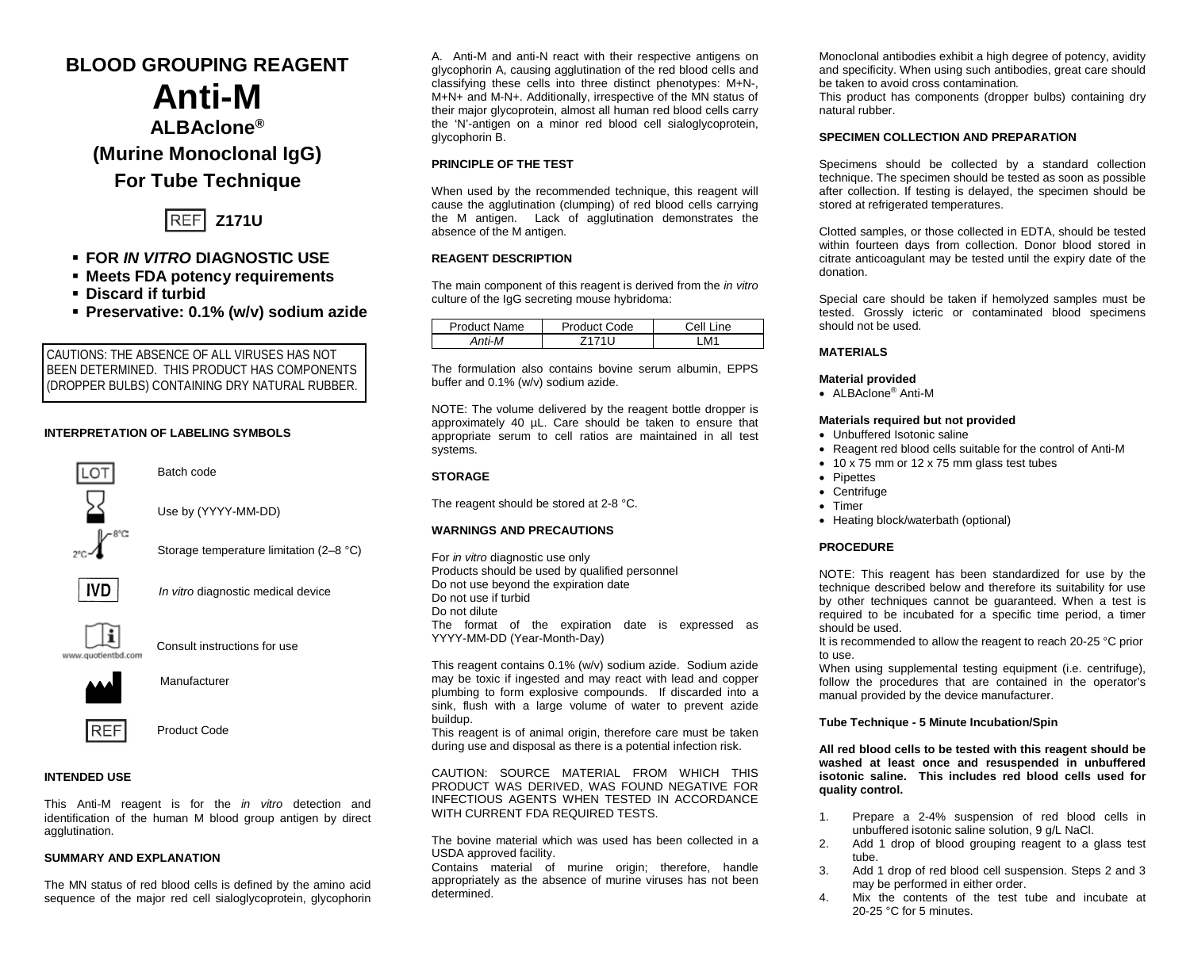# BLOOD GROUPING REAGENT

# Anti-M

## ALBAclone®

## (Murine Monoclonal IgG)

## For Tube Technique

REF **Z171U**

- **FOR *IN VITRO* DIAGNOSTIC USE**
- **Meets FDA potency requirements**
- **Discard if turbid**
- **Preservative: 0.1% (w/v) sodium azide**

CAUTIONS: THE ABSENCE OF ALL VIRUSES HAS NOT BEEN DETERMINED. THIS PRODUCT HAS COMPONENTS (DROPPER BULBS) CONTAINING DRY NATURAL RUBBER.

### INTERPRETATION OF LABELING SYMBOLS

| Symbol | Meaning |
|---|---|
| LOT | Batch code |
| (hourglass) | Use by (YYYY-MM-DD) |
| 2°C–8°C | Storage temperature limitation (2–8 °C) |
| IVD | *In vitro* diagnostic medical device |
| www.quotientbd.com | Consult instructions for use |
| (factory) | Manufacturer |
| REF | Product Code |

### INTENDED USE

This Anti-M reagent is for the *in vitro* detection and identification of the human M blood group antigen by direct agglutination.

### SUMMARY AND EXPLANATION

The MN status of red blood cells is defined by the amino acid sequence of the major red cell sialoglycoprotein, glycophorin A. Anti-M and anti-N react with their respective antigens on glycophorin A, causing agglutination of the red blood cells and classifying these cells into three distinct phenotypes: M+N-, M+N+ and M-N+. Additionally, irrespective of the MN status of their major glycoprotein, almost all human red blood cells carry the 'N'-antigen on a minor red blood cell sialoglycoprotein, glycophorin B.

### PRINCIPLE OF THE TEST

When used by the recommended technique, this reagent will cause the agglutination (clumping) of red blood cells carrying the M antigen. Lack of agglutination demonstrates the absence of the M antigen.

### REAGENT DESCRIPTION

The main component of this reagent is derived from the *in vitro* culture of the IgG secreting mouse hybridoma:

| Product Name | Product Code | Cell Line |
|---|---|---|
| *Anti-M* | Z171U | LM1 |

The formulation also contains bovine serum albumin, EPPS buffer and 0.1% (w/v) sodium azide.

NOTE: The volume delivered by the reagent bottle dropper is approximately 40 µL. Care should be taken to ensure that appropriate serum to cell ratios are maintained in all test systems.

### STORAGE

The reagent should be stored at 2-8 °C.

### WARNINGS AND PRECAUTIONS

For *in vitro* diagnostic use only
Products should be used by qualified personnel
Do not use beyond the expiration date
Do not use if turbid
Do not dilute
The format of the expiration date is expressed as YYYY-MM-DD (Year-Month-Day)

This reagent contains 0.1% (w/v) sodium azide. Sodium azide may be toxic if ingested and may react with lead and copper plumbing to form explosive compounds. If discarded into a sink, flush with a large volume of water to prevent azide buildup.
This reagent is of animal origin, therefore care must be taken during use and disposal as there is a potential infection risk.

CAUTION: SOURCE MATERIAL FROM WHICH THIS PRODUCT WAS DERIVED, WAS FOUND NEGATIVE FOR INFECTIOUS AGENTS WHEN TESTED IN ACCORDANCE WITH CURRENT FDA REQUIRED TESTS.

The bovine material which was used has been collected in a USDA approved facility.
Contains material of murine origin; therefore, handle appropriately as the absence of murine viruses has not been determined.

Monoclonal antibodies exhibit a high degree of potency, avidity and specificity. When using such antibodies, great care should be taken to avoid cross contamination.
This product has components (dropper bulbs) containing dry natural rubber.

### SPECIMEN COLLECTION AND PREPARATION

Specimens should be collected by a standard collection technique. The specimen should be tested as soon as possible after collection. If testing is delayed, the specimen should be stored at refrigerated temperatures.

Clotted samples, or those collected in EDTA, should be tested within fourteen days from collection. Donor blood stored in citrate anticoagulant may be tested until the expiry date of the donation.

Special care should be taken if hemolyzed samples must be tested. Grossly icteric or contaminated blood specimens should not be used.

### MATERIALS

**Material provided**

- ALBAclone® Anti-M

**Materials required but not provided**

- Unbuffered Isotonic saline
- Reagent red blood cells suitable for the control of Anti-M
- 10 x 75 mm or 12 x 75 mm glass test tubes
- Pipettes
- Centrifuge
- Timer
- Heating block/waterbath (optional)

### PROCEDURE

NOTE: This reagent has been standardized for use by the technique described below and therefore its suitability for use by other techniques cannot be guaranteed. When a test is required to be incubated for a specific time period, a timer should be used.
It is recommended to allow the reagent to reach 20-25 °C prior to use.
When using supplemental testing equipment (i.e. centrifuge), follow the procedures that are contained in the operator's manual provided by the device manufacturer.

**Tube Technique - 5 Minute Incubation/Spin**

**All red blood cells to be tested with this reagent should be washed at least once and resuspended in unbuffered isotonic saline. This includes red blood cells used for quality control.**

1. Prepare a 2-4% suspension of red blood cells in unbuffered isotonic saline solution, 9 g/L NaCl.
2. Add 1 drop of blood grouping reagent to a glass test tube.
3. Add 1 drop of red blood cell suspension. Steps 2 and 3 may be performed in either order.
4. Mix the contents of the test tube and incubate at 20-25 °C for 5 minutes.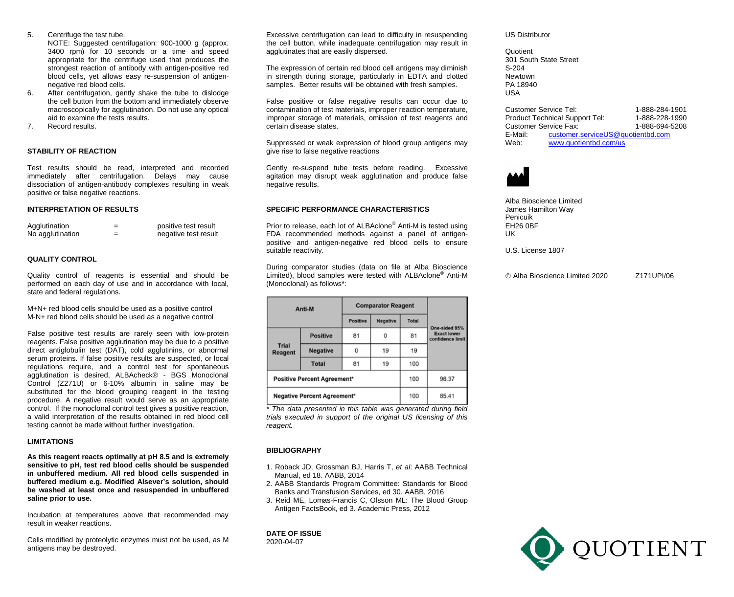5. Centrifuge the test tube.
   NOTE: Suggested centrifugation: 900-1000 g (approx. 3400 rpm) for 10 seconds or a time and speed appropriate for the centrifuge used that produces the strongest reaction of antibody with antigen-positive red blood cells, yet allows easy re-suspension of antigen-negative red blood cells.
6. After centrifugation, gently shake the tube to dislodge the cell button from the bottom and immediately observe macroscopically for agglutination. Do not use any optical aid to examine the tests results.
7. Record results.

### STABILITY OF REACTION

Test results should be read, interpreted and recorded immediately after centrifugation. Delays may cause dissociation of antigen-antibody complexes resulting in weak positive or false negative reactions.

### INTERPRETATION OF RESULTS

| | | |
|---|---|---|
| Agglutination | = | positive test result |
| No agglutination | = | negative test result |

### QUALITY CONTROL

Quality control of reagents is essential and should be performed on each day of use and in accordance with local, state and federal regulations.

M+N+ red blood cells should be used as a positive control
M-N+ red blood cells should be used as a negative control

False positive test results are rarely seen with low-protein reagents. False positive agglutination may be due to a positive direct antiglobulin test (DAT), cold agglutinins, or abnormal serum proteins. If false positive results are suspected, or local regulations require, and a control test for spontaneous agglutination is desired, ALBAcheck® - BGS Monoclonal Control (Z271U) or 6-10% albumin in saline may be substituted for the blood grouping reagent in the testing procedure. A negative result would serve as an appropriate control. If the monoclonal control test gives a positive reaction, a valid interpretation of the results obtained in red blood cell testing cannot be made without further investigation.

### LIMITATIONS

**As this reagent reacts optimally at pH 8.5 and is extremely sensitive to pH, test red blood cells should be suspended in unbuffered medium. All red blood cells suspended in buffered medium e.g. Modified Alsever's solution, should be washed at least once and resuspended in unbuffered saline prior to use.**

Incubation at temperatures above that recommended may result in weaker reactions.

Cells modified by proteolytic enzymes must not be used, as M antigens may be destroyed.

Excessive centrifugation can lead to difficulty in resuspending the cell button, while inadequate centrifugation may result in agglutinates that are easily dispersed.

The expression of certain red blood cell antigens may diminish in strength during storage, particularly in EDTA and clotted samples. Better results will be obtained with fresh samples.

False positive or false negative results can occur due to contamination of test materials, improper reaction temperature, improper storage of materials, omission of test reagents and certain disease states.

Suppressed or weak expression of blood group antigens may give rise to false negative reactions

Gently re-suspend tube tests before reading. Excessive agitation may disrupt weak agglutination and produce false negative results.

### SPECIFIC PERFORMANCE CHARACTERISTICS

Prior to release, each lot of ALBAclone® Anti-M is tested using FDA recommended methods against a panel of antigen-positive and antigen-negative red blood cells to ensure suitable reactivity.

During comparator studies (data on file at Alba Bioscience Limited), blood samples were tested with ALBAclone® Anti-M (Monoclonal) as follows*:

| Anti-M | | Comparator Reagent | | | One-sided 95% Exact lower confidence limit |
|---|---|---|---|---|---|
| | | Positive | Negative | Total | |
| Trial Reagent | Positive | 81 | 0 | 81 | |
| | Negative | 0 | 19 | 19 | |
| | Total | 81 | 19 | 100 | |
| Positive Percent Agreement* | | | | 100 | 96.37 |
| Negative Percent Agreement* | | | | 100 | 85.41 |

*\* The data presented in this table was generated during field trials executed in support of the original US licensing of this reagent.*

### BIBLIOGRAPHY

1. Roback JD, Grossman BJ, Harris T, *et al*: AABB Technical Manual, ed 18. AABB, 2014
2. AABB Standards Program Committee: Standards for Blood Banks and Transfusion Services, ed 30. AABB, 2016
3. Reid ME, Lomas-Francis C, Olsson ML: The Blood Group Antigen FactsBook, ed 3. Academic Press, 2012

### DATE OF ISSUE

2020-04-07

US Distributor

Quotient
301 South State Street
S-204
Newtown
PA 18940
USA

| | |
|---|---|
| Customer Service Tel: | 1-888-284-1901 |
| Product Technical Support Tel: | 1-888-228-1990 |
| Customer Service Fax: | 1-888-694-5208 |
| E-Mail: | customer.serviceUS@quotientbd.com |
| Web: | www.quotientbd.com/us |

Alba Bioscience Limited
James Hamilton Way
Penicuik
EH26 0BF
UK

U.S. License 1807

© Alba Bioscience Limited 2020 Z171UPI/06

QUOTIENT